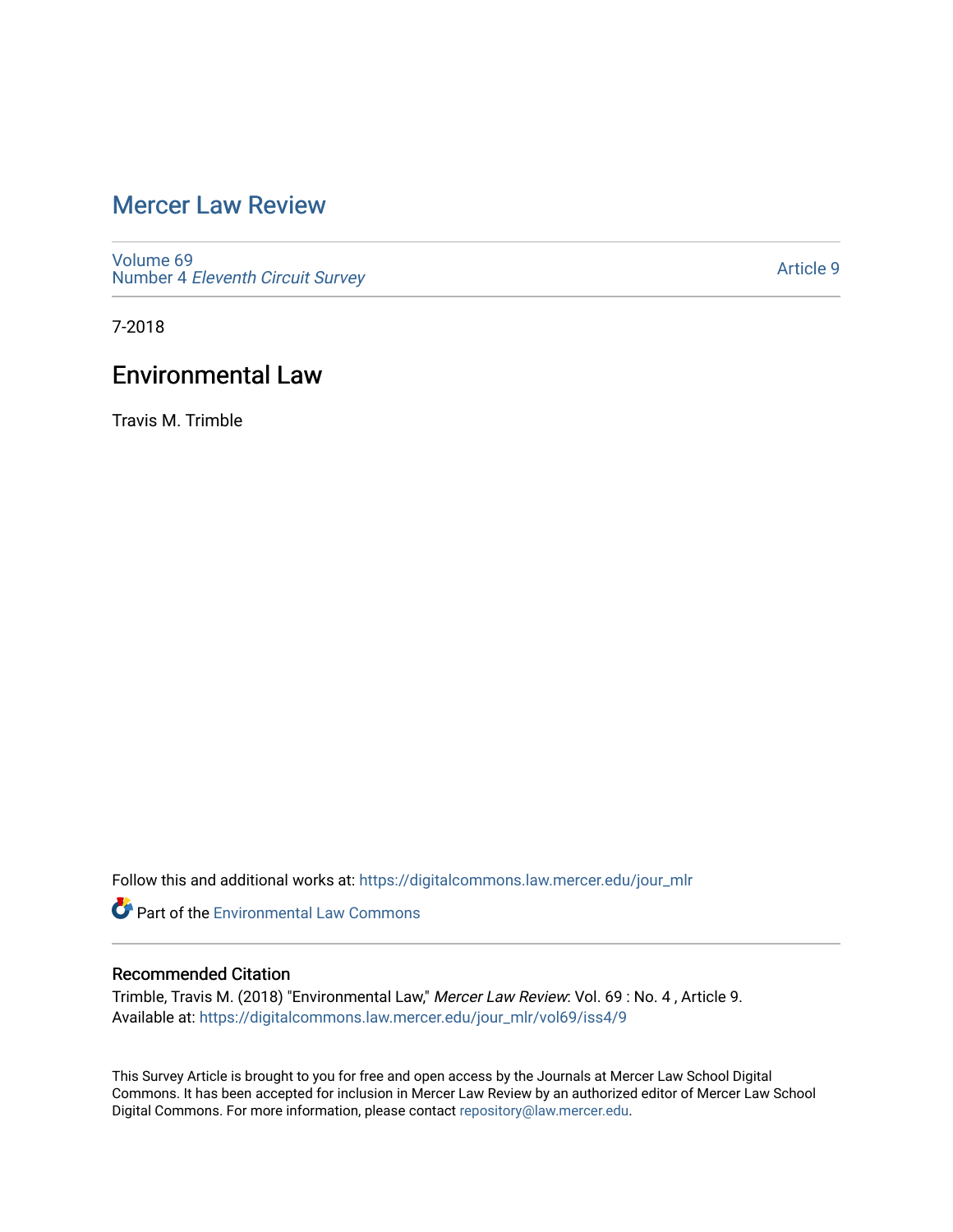# Mercer Law Review

Volume 69
Number 4 *Eleventh Circuit Survey*

Article 9

7-2018

## Environmental Law

Travis M. Trimble

Follow this and additional works at: https://digitalcommons.law.mercer.edu/jour_mlr

Part of the Environmental Law Commons

### Recommended Citation

Trimble, Travis M. (2018) "Environmental Law," *Mercer Law Review*: Vol. 69 : No. 4 , Article 9.
Available at: https://digitalcommons.law.mercer.edu/jour_mlr/vol69/iss4/9

This Survey Article is brought to you for free and open access by the Journals at Mercer Law School Digital Commons. It has been accepted for inclusion in Mercer Law Review by an authorized editor of Mercer Law School Digital Commons. For more information, please contact repository@law.mercer.edu.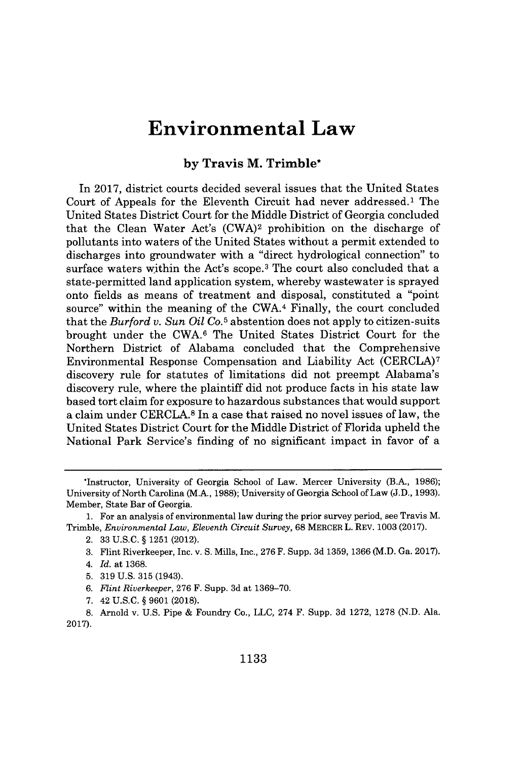# Environmental Law

### by Travis M. Trimble*

In 2017, district courts decided several issues that the United States Court of Appeals for the Eleventh Circuit had never addressed.[1] The United States District Court for the Middle District of Georgia concluded that the Clean Water Act's (CWA)[2] prohibition on the discharge of pollutants into waters of the United States without a permit extended to discharges into groundwater with a "direct hydrological connection" to surface waters within the Act's scope.[3] The court also concluded that a state-permitted land application system, whereby wastewater is sprayed onto fields as means of treatment and disposal, constituted a "point source" within the meaning of the CWA.[4] Finally, the court concluded that the *Burford v. Sun Oil Co.*[5] abstention does not apply to citizen-suits brought under the CWA.[6] The United States District Court for the Northern District of Alabama concluded that the Comprehensive Environmental Response Compensation and Liability Act (CERCLA)[7] discovery rule for statutes of limitations did not preempt Alabama's discovery rule, where the plaintiff did not produce facts in his state law based tort claim for exposure to hazardous substances that would support a claim under CERCLA.[8] In a case that raised no novel issues of law, the United States District Court for the Middle District of Florida upheld the National Park Service's finding of no significant impact in favor of a

---

*Instructor, University of Georgia School of Law. Mercer University (B.A., 1986); University of North Carolina (M.A., 1988); University of Georgia School of Law (J.D., 1993). Member, State Bar of Georgia.

1. For an analysis of environmental law during the prior survey period, see Travis M. Trimble, *Environmental Law, Eleventh Circuit Survey*, 68 MERCER L. REV. 1003 (2017).
2. 33 U.S.C. § 1251 (2012).
3. Flint Riverkeeper, Inc. v. S. Mills, Inc., 276 F. Supp. 3d 1359, 1366 (M.D. Ga. 2017).
4. *Id.* at 1368.
5. 319 U.S. 315 (1943).
6. *Flint Riverkeeper*, 276 F. Supp. 3d at 1369–70.
7. 42 U.S.C. § 9601 (2018).
8. Arnold v. U.S. Pipe & Foundry Co., LLC, 274 F. Supp. 3d 1272, 1278 (N.D. Ala. 2017).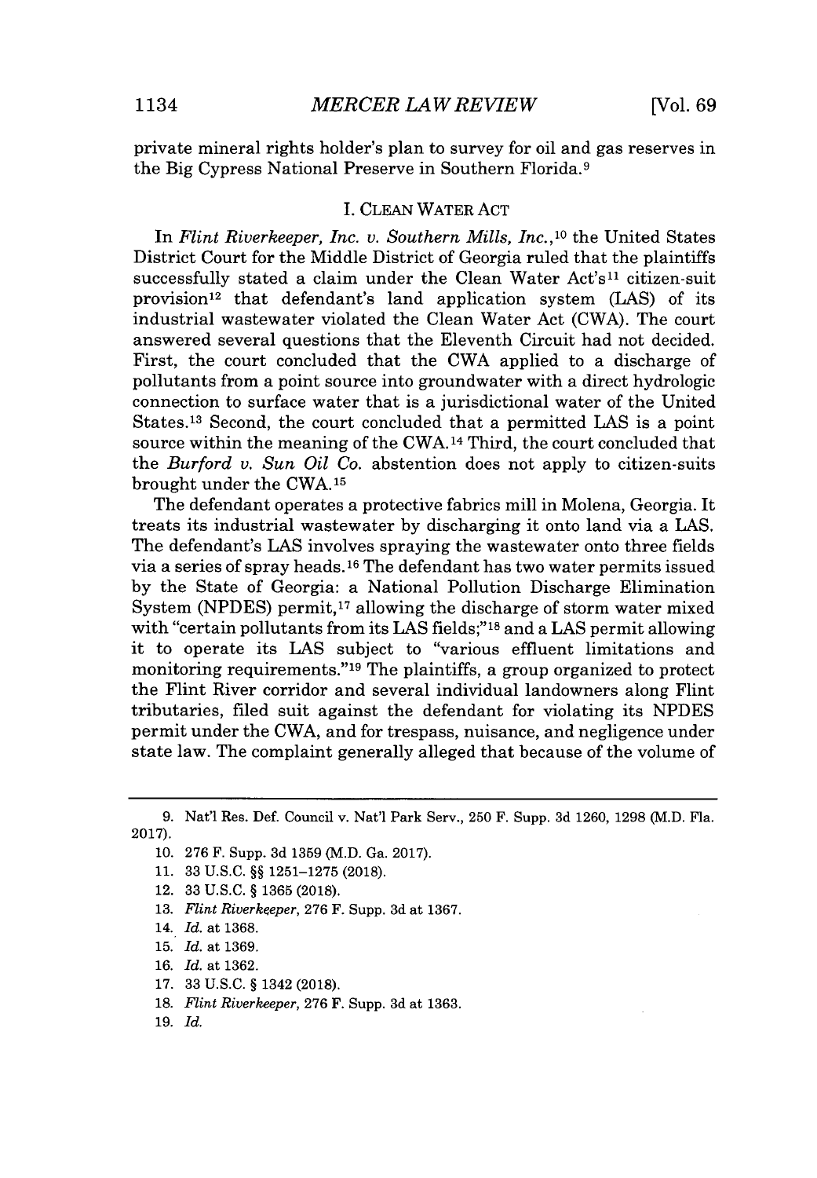private mineral rights holder's plan to survey for oil and gas reserves in the Big Cypress National Preserve in Southern Florida.[9]

## I. CLEAN WATER ACT

In *Flint Riverkeeper, Inc. v. Southern Mills, Inc.*,[10] the United States District Court for the Middle District of Georgia ruled that the plaintiffs successfully stated a claim under the Clean Water Act's[11] citizen-suit provision[12] that defendant's land application system (LAS) of its industrial wastewater violated the Clean Water Act (CWA). The court answered several questions that the Eleventh Circuit had not decided. First, the court concluded that the CWA applied to a discharge of pollutants from a point source into groundwater with a direct hydrologic connection to surface water that is a jurisdictional water of the United States.[13] Second, the court concluded that a permitted LAS is a point source within the meaning of the CWA.[14] Third, the court concluded that the *Burford v. Sun Oil Co.* abstention does not apply to citizen-suits brought under the CWA.[15]

The defendant operates a protective fabrics mill in Molena, Georgia. It treats its industrial wastewater by discharging it onto land via a LAS. The defendant's LAS involves spraying the wastewater onto three fields via a series of spray heads.[16] The defendant has two water permits issued by the State of Georgia: a National Pollution Discharge Elimination System (NPDES) permit,[17] allowing the discharge of storm water mixed with "certain pollutants from its LAS fields;"[18] and a LAS permit allowing it to operate its LAS subject to "various effluent limitations and monitoring requirements."[19] The plaintiffs, a group organized to protect the Flint River corridor and several individual landowners along Flint tributaries, filed suit against the defendant for violating its NPDES permit under the CWA, and for trespass, nuisance, and negligence under state law. The complaint generally alleged that because of the volume of

---

9. Nat'l Res. Def. Council v. Nat'l Park Serv., 250 F. Supp. 3d 1260, 1298 (M.D. Fla. 2017).

10. 276 F. Supp. 3d 1359 (M.D. Ga. 2017).

11. 33 U.S.C. §§ 1251–1275 (2018).

12. 33 U.S.C. § 1365 (2018).

13. *Flint Riverkeeper*, 276 F. Supp. 3d at 1367.

14. *Id.* at 1368.

15. *Id.* at 1369.

16. *Id.* at 1362.

17. 33 U.S.C. § 1342 (2018).

18. *Flint Riverkeeper*, 276 F. Supp. 3d at 1363.

19. *Id.*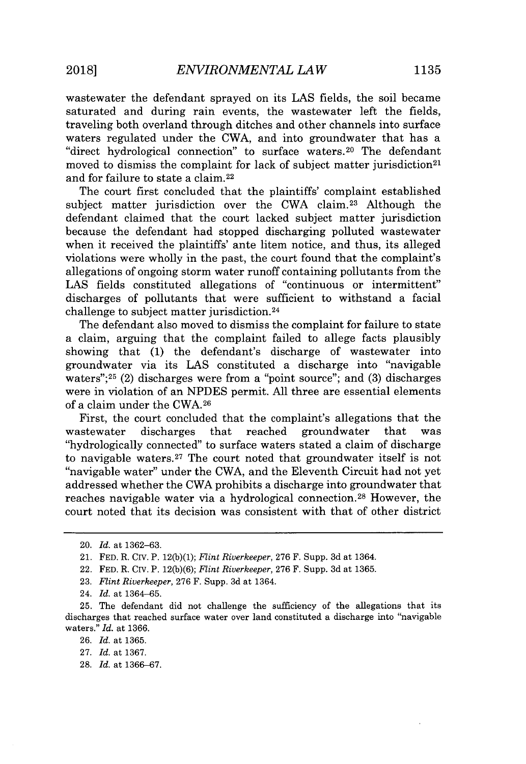wastewater the defendant sprayed on its LAS fields, the soil became saturated and during rain events, the wastewater left the fields, traveling both overland through ditches and other channels into surface waters regulated under the CWA, and into groundwater that has a "direct hydrological connection" to surface waters.[20] The defendant moved to dismiss the complaint for lack of subject matter jurisdiction[21] and for failure to state a claim.[22]

The court first concluded that the plaintiffs' complaint established subject matter jurisdiction over the CWA claim.[23] Although the defendant claimed that the court lacked subject matter jurisdiction because the defendant had stopped discharging polluted wastewater when it received the plaintiffs' ante litem notice, and thus, its alleged violations were wholly in the past, the court found that the complaint's allegations of ongoing storm water runoff containing pollutants from the LAS fields constituted allegations of "continuous or intermittent" discharges of pollutants that were sufficient to withstand a facial challenge to subject matter jurisdiction.[24]

The defendant also moved to dismiss the complaint for failure to state a claim, arguing that the complaint failed to allege facts plausibly showing that (1) the defendant's discharge of wastewater into groundwater via its LAS constituted a discharge into "navigable waters";[25] (2) discharges were from a "point source"; and (3) discharges were in violation of an NPDES permit. All three are essential elements of a claim under the CWA.[26]

First, the court concluded that the complaint's allegations that the wastewater discharges that reached groundwater that was "hydrologically connected" to surface waters stated a claim of discharge to navigable waters.[27] The court noted that groundwater itself is not "navigable water" under the CWA, and the Eleventh Circuit had not yet addressed whether the CWA prohibits a discharge into groundwater that reaches navigable water via a hydrological connection.[28] However, the court noted that its decision was consistent with that of other district

---

20. *Id.* at 1362–63.

21. FED. R. CIV. P. 12(b)(1); *Flint Riverkeeper*, 276 F. Supp. 3d at 1364.

22. FED. R. CIV. P. 12(b)(6); *Flint Riverkeeper*, 276 F. Supp. 3d at 1365.

23. *Flint Riverkeeper*, 276 F. Supp. 3d at 1364.

24. *Id.* at 1364–65.

25. The defendant did not challenge the sufficiency of the allegations that its discharges that reached surface water over land constituted a discharge into "navigable waters." *Id.* at 1366.

26. *Id.* at 1365.

27. *Id.* at 1367.

28. *Id.* at 1366–67.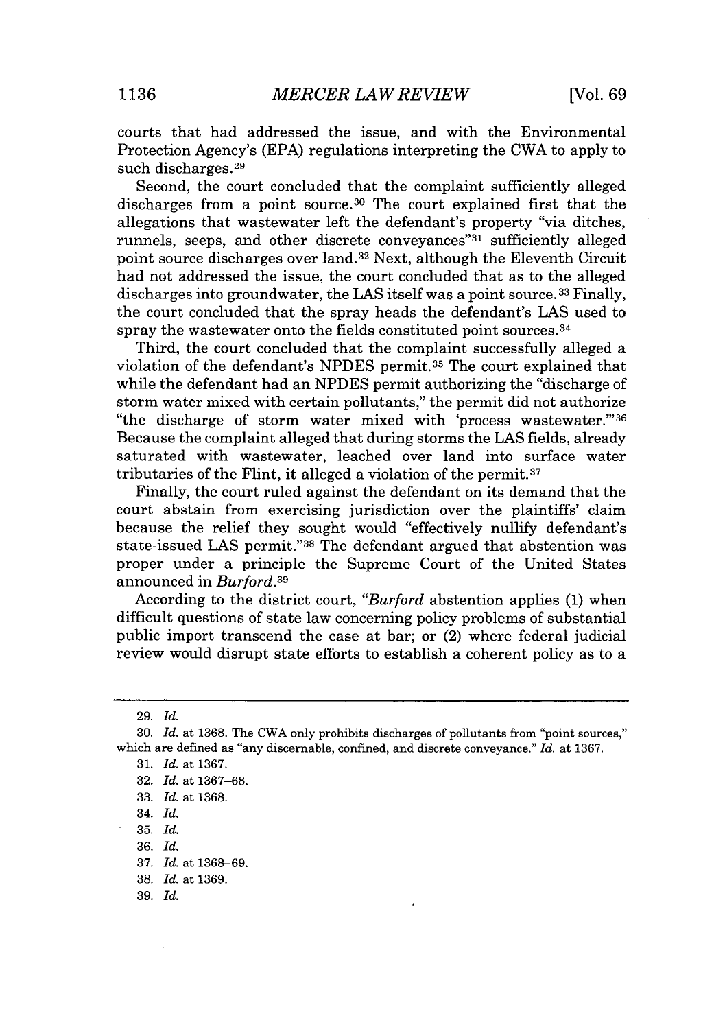courts that had addressed the issue, and with the Environmental Protection Agency's (EPA) regulations interpreting the CWA to apply to such discharges.[29]

Second, the court concluded that the complaint sufficiently alleged discharges from a point source.[30] The court explained first that the allegations that wastewater left the defendant's property "via ditches, runnels, seeps, and other discrete conveyances"[31] sufficiently alleged point source discharges over land.[32] Next, although the Eleventh Circuit had not addressed the issue, the court concluded that as to the alleged discharges into groundwater, the LAS itself was a point source.[33] Finally, the court concluded that the spray heads the defendant's LAS used to spray the wastewater onto the fields constituted point sources.[34]

Third, the court concluded that the complaint successfully alleged a violation of the defendant's NPDES permit.[35] The court explained that while the defendant had an NPDES permit authorizing the "discharge of storm water mixed with certain pollutants," the permit did not authorize "the discharge of storm water mixed with 'process wastewater.'"[36] Because the complaint alleged that during storms the LAS fields, already saturated with wastewater, leached over land into surface water tributaries of the Flint, it alleged a violation of the permit.[37]

Finally, the court ruled against the defendant on its demand that the court abstain from exercising jurisdiction over the plaintiffs' claim because the relief they sought would "effectively nullify defendant's state-issued LAS permit."[38] The defendant argued that abstention was proper under a principle the Supreme Court of the United States announced in *Burford*.[39]

According to the district court, "*Burford* abstention applies (1) when difficult questions of state law concerning policy problems of substantial public import transcend the case at bar; or (2) where federal judicial review would disrupt state efforts to establish a coherent policy as to a

---

29. *Id.*

30. *Id.* at 1368. The CWA only prohibits discharges of pollutants from "point sources," which are defined as "any discernable, confined, and discrete conveyance." *Id.* at 1367.

31. *Id.* at 1367.

32. *Id.* at 1367–68.

33. *Id.* at 1368.

34. *Id.*

35. *Id.*

36. *Id.*

37. *Id.* at 1368–69.

38. *Id.* at 1369.

39. *Id.*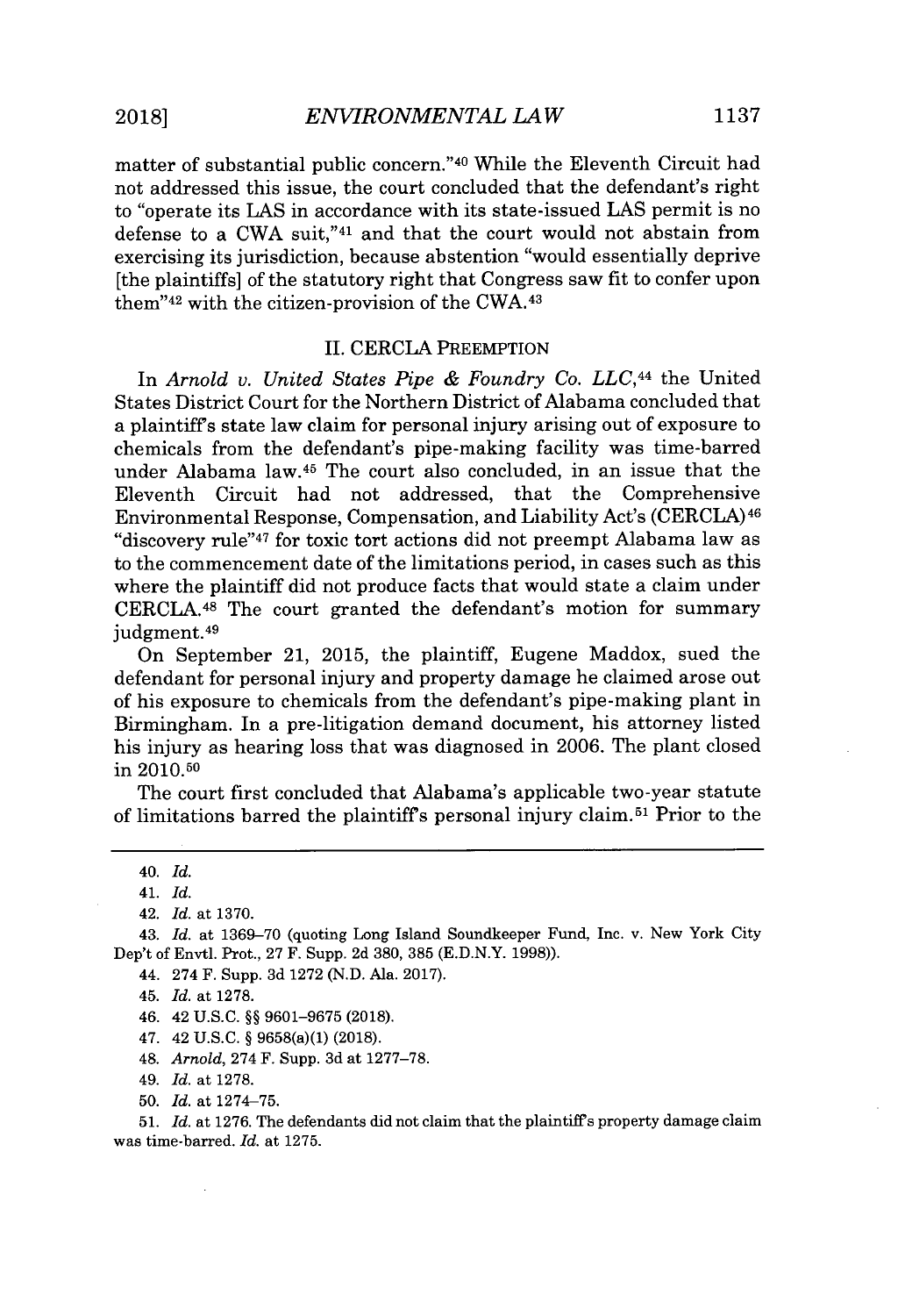matter of substantial public concern."[40] While the Eleventh Circuit had not addressed this issue, the court concluded that the defendant's right to "operate its LAS in accordance with its state-issued LAS permit is no defense to a CWA suit,"[41] and that the court would not abstain from exercising its jurisdiction, because abstention "would essentially deprive [the plaintiffs] of the statutory right that Congress saw fit to confer upon them"[42] with the citizen-provision of the CWA.[43]

## II. CERCLA PREEMPTION

In *Arnold v. United States Pipe & Foundry Co. LLC*,[44] the United States District Court for the Northern District of Alabama concluded that a plaintiff's state law claim for personal injury arising out of exposure to chemicals from the defendant's pipe-making facility was time-barred under Alabama law.[45] The court also concluded, in an issue that the Eleventh Circuit had not addressed, that the Comprehensive Environmental Response, Compensation, and Liability Act's (CERCLA)[46] "discovery rule"[47] for toxic tort actions did not preempt Alabama law as to the commencement date of the limitations period, in cases such as this where the plaintiff did not produce facts that would state a claim under CERCLA.[48] The court granted the defendant's motion for summary judgment.[49]

On September 21, 2015, the plaintiff, Eugene Maddox, sued the defendant for personal injury and property damage he claimed arose out of his exposure to chemicals from the defendant's pipe-making plant in Birmingham. In a pre-litigation demand document, his attorney listed his injury as hearing loss that was diagnosed in 2006. The plant closed in 2010.[50]

The court first concluded that Alabama's applicable two-year statute of limitations barred the plaintiff's personal injury claim.[51] Prior to the

---

40. *Id.*

41. *Id.*

42. *Id.* at 1370.

43. *Id.* at 1369–70 (quoting Long Island Soundkeeper Fund, Inc. v. New York City Dep't of Envtl. Prot., 27 F. Supp. 2d 380, 385 (E.D.N.Y. 1998)).

44. 274 F. Supp. 3d 1272 (N.D. Ala. 2017).

45. *Id.* at 1278.

46. 42 U.S.C. §§ 9601–9675 (2018).

47. 42 U.S.C. § 9658(a)(1) (2018).

48. *Arnold*, 274 F. Supp. 3d at 1277–78.

49. *Id.* at 1278.

50. *Id.* at 1274–75.

51. *Id.* at 1276. The defendants did not claim that the plaintiff's property damage claim was time-barred. *Id.* at 1275.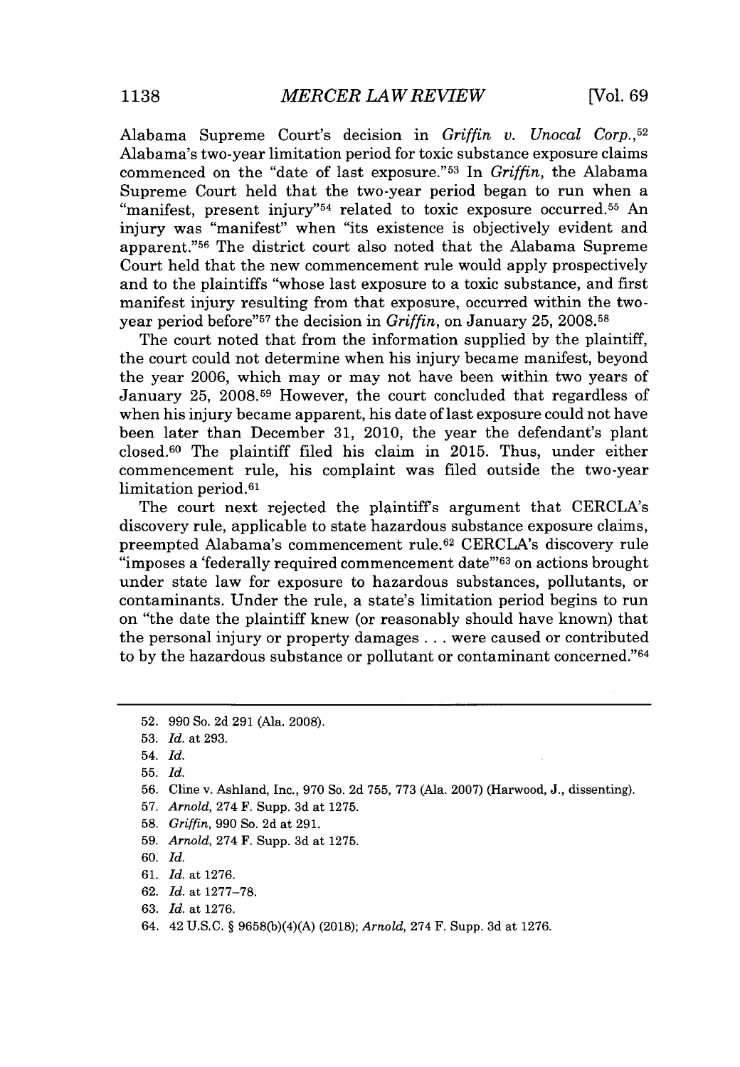Alabama Supreme Court's decision in *Griffin v. Unocal Corp.*,[52] Alabama's two-year limitation period for toxic substance exposure claims commenced on the "date of last exposure."[53] In *Griffin*, the Alabama Supreme Court held that the two-year period began to run when a "manifest, present injury"[54] related to toxic exposure occurred.[55] An injury was "manifest" when "its existence is objectively evident and apparent."[56] The district court also noted that the Alabama Supreme Court held that the new commencement rule would apply prospectively and to the plaintiffs "whose last exposure to a toxic substance, and first manifest injury resulting from that exposure, occurred within the two-year period before"[57] the decision in *Griffin*, on January 25, 2008.[58]

The court noted that from the information supplied by the plaintiff, the court could not determine when his injury became manifest, beyond the year 2006, which may or may not have been within two years of January 25, 2008.[59] However, the court concluded that regardless of when his injury became apparent, his date of last exposure could not have been later than December 31, 2010, the year the defendant's plant closed.[60] The plaintiff filed his claim in 2015. Thus, under either commencement rule, his complaint was filed outside the two-year limitation period.[61]

The court next rejected the plaintiff's argument that CERCLA's discovery rule, applicable to state hazardous substance exposure claims, preempted Alabama's commencement rule.[62] CERCLA's discovery rule "imposes a 'federally required commencement date'"[63] on actions brought under state law for exposure to hazardous substances, pollutants, or contaminants. Under the rule, a state's limitation period begins to run on "the date the plaintiff knew (or reasonably should have known) that the personal injury or property damages . . . were caused or contributed to by the hazardous substance or pollutant or contaminant concerned."[64]

---

52. 990 So. 2d 291 (Ala. 2008).

53. *Id.* at 293.

54. *Id.*

55. *Id.*

56. Cline v. Ashland, Inc., 970 So. 2d 755, 773 (Ala. 2007) (Harwood, J., dissenting).

57. *Arnold*, 274 F. Supp. 3d at 1275.

58. *Griffin*, 990 So. 2d at 291.

59. *Arnold*, 274 F. Supp. 3d at 1275.

60. *Id.*

61. *Id.* at 1276.

62. *Id.* at 1277–78.

63. *Id.* at 1276.

64. 42 U.S.C. § 9658(b)(4)(A) (2018); *Arnold*, 274 F. Supp. 3d at 1276.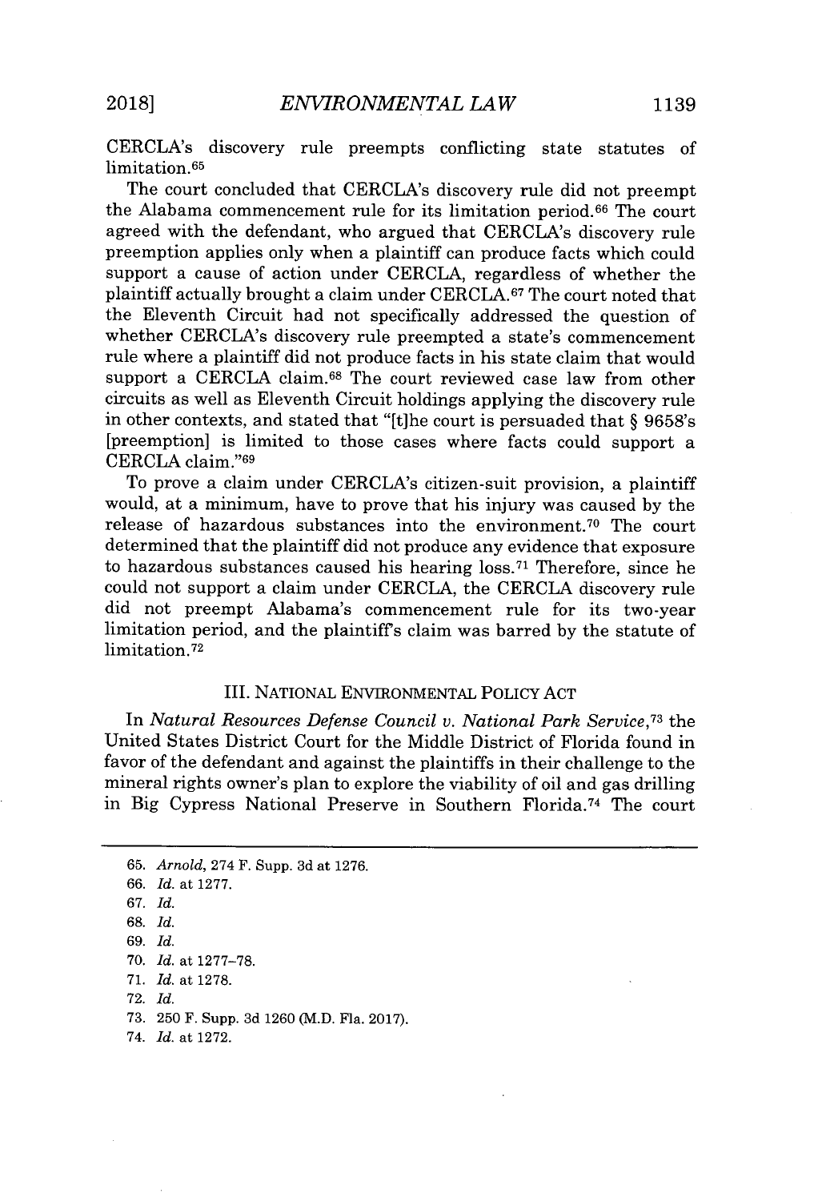CERCLA's discovery rule preempts conflicting state statutes of limitation.[65]

The court concluded that CERCLA's discovery rule did not preempt the Alabama commencement rule for its limitation period.[66] The court agreed with the defendant, who argued that CERCLA's discovery rule preemption applies only when a plaintiff can produce facts which could support a cause of action under CERCLA, regardless of whether the plaintiff actually brought a claim under CERCLA.[67] The court noted that the Eleventh Circuit had not specifically addressed the question of whether CERCLA's discovery rule preempted a state's commencement rule where a plaintiff did not produce facts in his state claim that would support a CERCLA claim.[68] The court reviewed case law from other circuits as well as Eleventh Circuit holdings applying the discovery rule in other contexts, and stated that "[t]he court is persuaded that § 9658's [preemption] is limited to those cases where facts could support a CERCLA claim."[69]

To prove a claim under CERCLA's citizen-suit provision, a plaintiff would, at a minimum, have to prove that his injury was caused by the release of hazardous substances into the environment.[70] The court determined that the plaintiff did not produce any evidence that exposure to hazardous substances caused his hearing loss.[71] Therefore, since he could not support a claim under CERCLA, the CERCLA discovery rule did not preempt Alabama's commencement rule for its two-year limitation period, and the plaintiff's claim was barred by the statute of limitation.[72]

## III. National Environmental Policy Act

In *Natural Resources Defense Council v. National Park Service*,[73] the United States District Court for the Middle District of Florida found in favor of the defendant and against the plaintiffs in their challenge to the mineral rights owner's plan to explore the viability of oil and gas drilling in Big Cypress National Preserve in Southern Florida.[74] The court

---

65. *Arnold*, 274 F. Supp. 3d at 1276.
66. *Id.* at 1277.
67. *Id.*
68. *Id.*
69. *Id.*
70. *Id.* at 1277–78.
71. *Id.* at 1278.
72. *Id.*
73. 250 F. Supp. 3d 1260 (M.D. Fla. 2017).
74. *Id.* at 1272.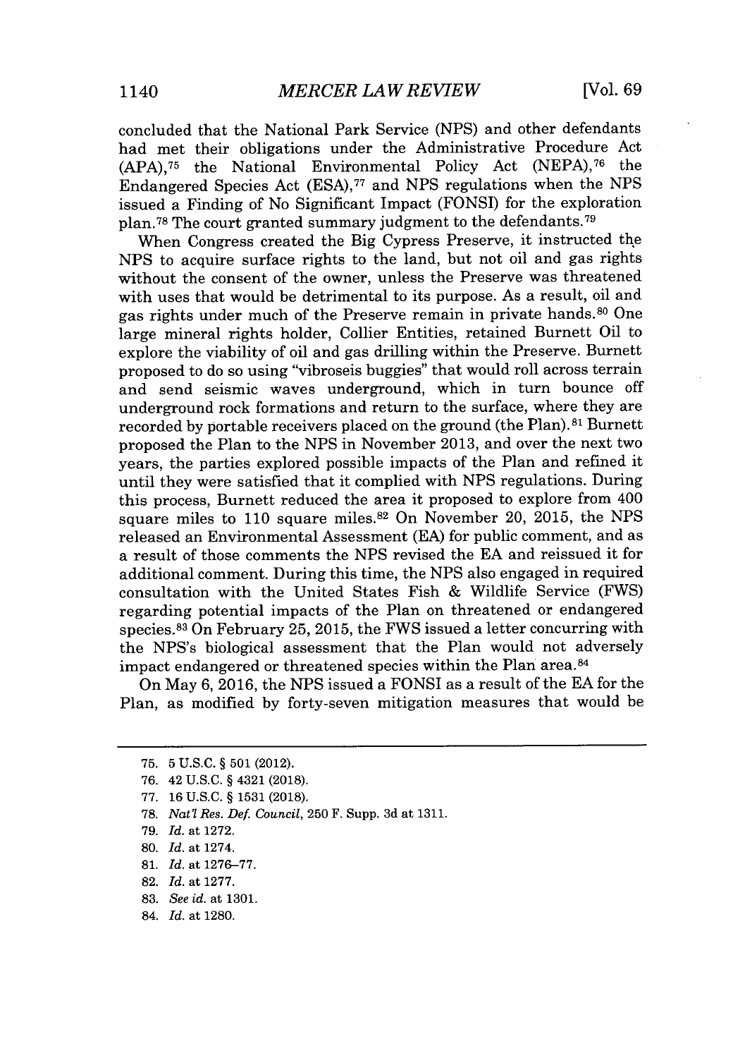concluded that the National Park Service (NPS) and other defendants had met their obligations under the Administrative Procedure Act (APA),[75] the National Environmental Policy Act (NEPA),[76] the Endangered Species Act (ESA),[77] and NPS regulations when the NPS issued a Finding of No Significant Impact (FONSI) for the exploration plan.[78] The court granted summary judgment to the defendants.[79]

When Congress created the Big Cypress Preserve, it instructed the NPS to acquire surface rights to the land, but not oil and gas rights without the consent of the owner, unless the Preserve was threatened with uses that would be detrimental to its purpose. As a result, oil and gas rights under much of the Preserve remain in private hands.[80] One large mineral rights holder, Collier Entities, retained Burnett Oil to explore the viability of oil and gas drilling within the Preserve. Burnett proposed to do so using "vibroseis buggies" that would roll across terrain and send seismic waves underground, which in turn bounce off underground rock formations and return to the surface, where they are recorded by portable receivers placed on the ground (the Plan).[81] Burnett proposed the Plan to the NPS in November 2013, and over the next two years, the parties explored possible impacts of the Plan and refined it until they were satisfied that it complied with NPS regulations. During this process, Burnett reduced the area it proposed to explore from 400 square miles to 110 square miles.[82] On November 20, 2015, the NPS released an Environmental Assessment (EA) for public comment, and as a result of those comments the NPS revised the EA and reissued it for additional comment. During this time, the NPS also engaged in required consultation with the United States Fish & Wildlife Service (FWS) regarding potential impacts of the Plan on threatened or endangered species.[83] On February 25, 2015, the FWS issued a letter concurring with the NPS's biological assessment that the Plan would not adversely impact endangered or threatened species within the Plan area.[84]

On May 6, 2016, the NPS issued a FONSI as a result of the EA for the Plan, as modified by forty-seven mitigation measures that would be

75. 5 U.S.C. § 501 (2012).

76. 42 U.S.C. § 4321 (2018).

77. 16 U.S.C. § 1531 (2018).

78. *Nat'l Res. Def. Council*, 250 F. Supp. 3d at 1311.

79. *Id.* at 1272.

80. *Id.* at 1274.

81. *Id.* at 1276–77.

82. *Id.* at 1277.

83. *See id.* at 1301.

84. *Id.* at 1280.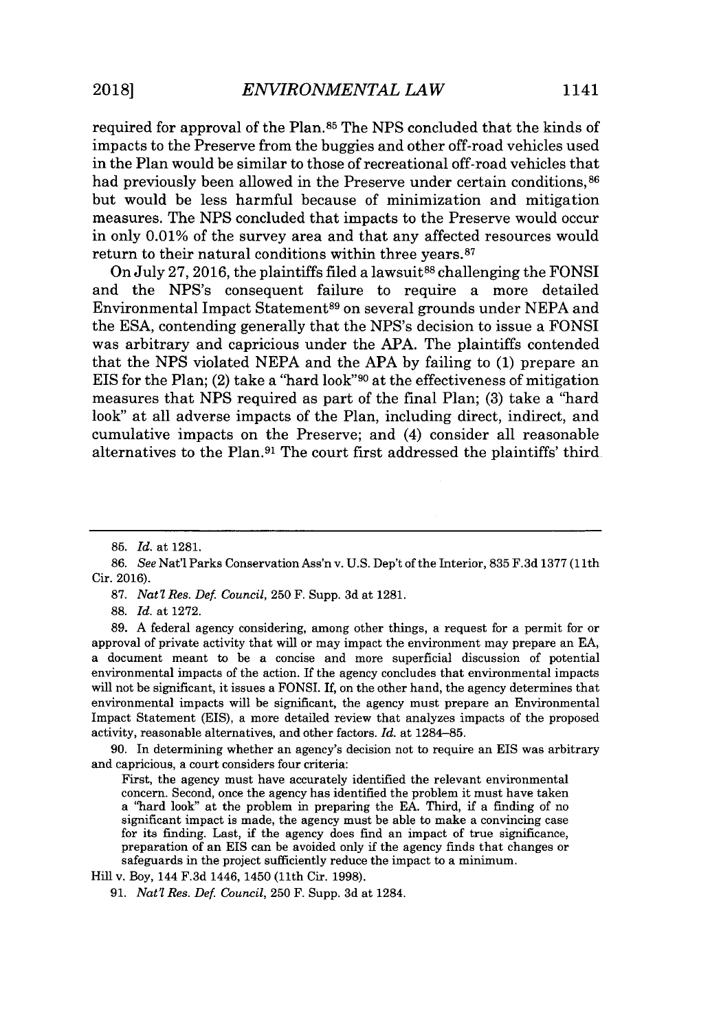required for approval of the Plan.[85] The NPS concluded that the kinds of impacts to the Preserve from the buggies and other off-road vehicles used in the Plan would be similar to those of recreational off-road vehicles that had previously been allowed in the Preserve under certain conditions,[86] but would be less harmful because of minimization and mitigation measures. The NPS concluded that impacts to the Preserve would occur in only 0.01% of the survey area and that any affected resources would return to their natural conditions within three years.[87]

On July 27, 2016, the plaintiffs filed a lawsuit[88] challenging the FONSI and the NPS's consequent failure to require a more detailed Environmental Impact Statement[89] on several grounds under NEPA and the ESA, contending generally that the NPS's decision to issue a FONSI was arbitrary and capricious under the APA. The plaintiffs contended that the NPS violated NEPA and the APA by failing to (1) prepare an EIS for the Plan; (2) take a "hard look"[90] at the effectiveness of mitigation measures that NPS required as part of the final Plan; (3) take a "hard look" at all adverse impacts of the Plan, including direct, indirect, and cumulative impacts on the Preserve; and (4) consider all reasonable alternatives to the Plan.[91] The court first addressed the plaintiffs' third

---

85. *Id.* at 1281.

86. *See* Nat'l Parks Conservation Ass'n v. U.S. Dep't of the Interior, 835 F.3d 1377 (11th Cir. 2016).

87. *Nat'l Res. Def. Council*, 250 F. Supp. 3d at 1281.

88. *Id.* at 1272.

89. A federal agency considering, among other things, a request for a permit for or approval of private activity that will or may impact the environment may prepare an EA, a document meant to be a concise and more superficial discussion of potential environmental impacts of the action. If the agency concludes that environmental impacts will not be significant, it issues a FONSI. If, on the other hand, the agency determines that environmental impacts will be significant, the agency must prepare an Environmental Impact Statement (EIS), a more detailed review that analyzes impacts of the proposed activity, reasonable alternatives, and other factors. *Id.* at 1284–85.

90. In determining whether an agency's decision not to require an EIS was arbitrary and capricious, a court considers four criteria:

> First, the agency must have accurately identified the relevant environmental concern. Second, once the agency has identified the problem it must have taken a "hard look" at the problem in preparing the EA. Third, if a finding of no significant impact is made, the agency must be able to make a convincing case for its finding. Last, if the agency does find an impact of true significance, preparation of an EIS can be avoided only if the agency finds that changes or safeguards in the project sufficiently reduce the impact to a minimum.

Hill v. Boy, 144 F.3d 1446, 1450 (11th Cir. 1998).

91. *Nat'l Res. Def. Council*, 250 F. Supp. 3d at 1284.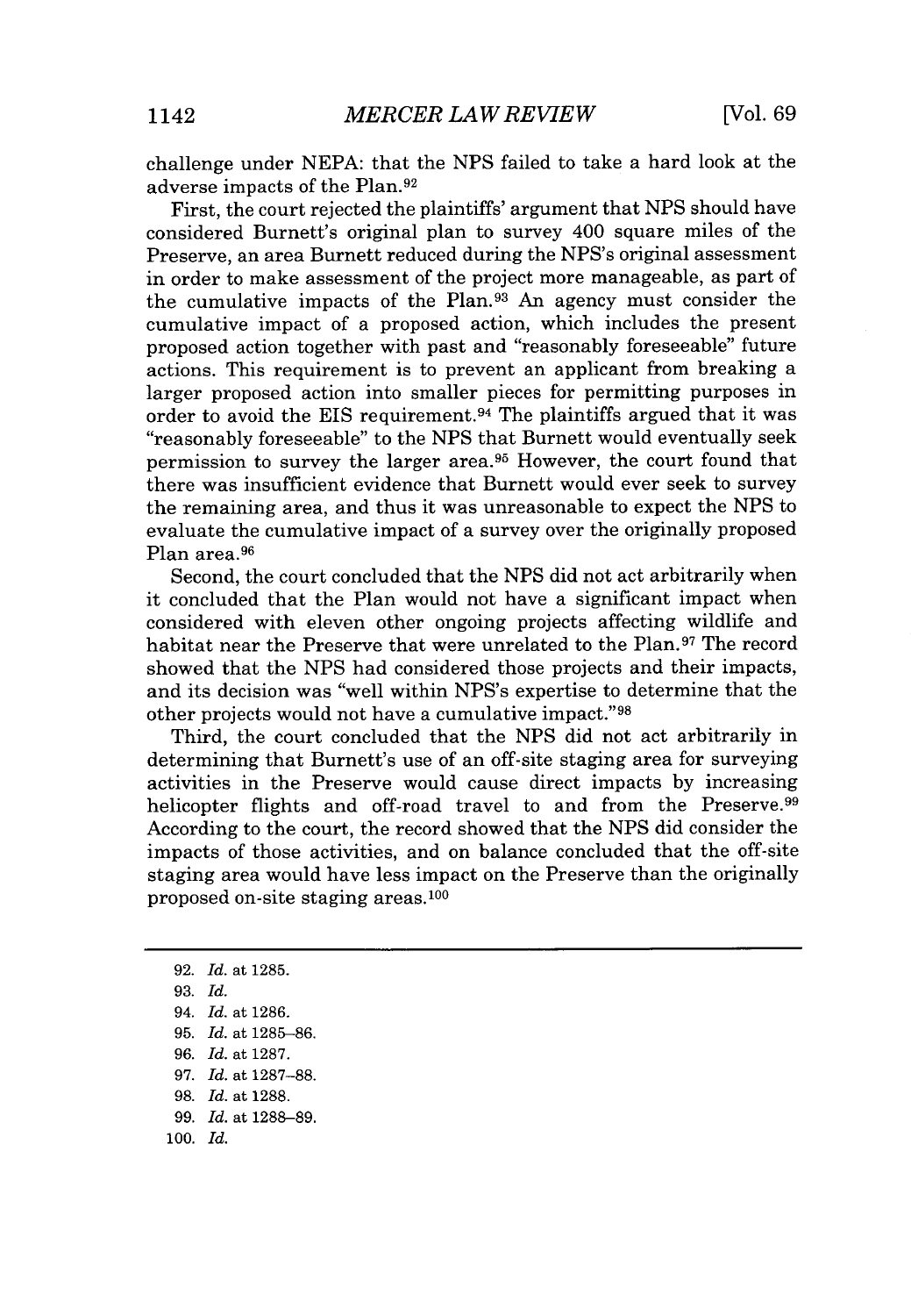challenge under NEPA: that the NPS failed to take a hard look at the adverse impacts of the Plan.[92]

First, the court rejected the plaintiffs' argument that NPS should have considered Burnett's original plan to survey 400 square miles of the Preserve, an area Burnett reduced during the NPS's original assessment in order to make assessment of the project more manageable, as part of the cumulative impacts of the Plan.[93] An agency must consider the cumulative impact of a proposed action, which includes the present proposed action together with past and "reasonably foreseeable" future actions. This requirement is to prevent an applicant from breaking a larger proposed action into smaller pieces for permitting purposes in order to avoid the EIS requirement.[94] The plaintiffs argued that it was "reasonably foreseeable" to the NPS that Burnett would eventually seek permission to survey the larger area.[95] However, the court found that there was insufficient evidence that Burnett would ever seek to survey the remaining area, and thus it was unreasonable to expect the NPS to evaluate the cumulative impact of a survey over the originally proposed Plan area.[96]

Second, the court concluded that the NPS did not act arbitrarily when it concluded that the Plan would not have a significant impact when considered with eleven other ongoing projects affecting wildlife and habitat near the Preserve that were unrelated to the Plan.[97] The record showed that the NPS had considered those projects and their impacts, and its decision was "well within NPS's expertise to determine that the other projects would not have a cumulative impact."[98]

Third, the court concluded that the NPS did not act arbitrarily in determining that Burnett's use of an off-site staging area for surveying activities in the Preserve would cause direct impacts by increasing helicopter flights and off-road travel to and from the Preserve.[99] According to the court, the record showed that the NPS did consider the impacts of those activities, and on balance concluded that the off-site staging area would have less impact on the Preserve than the originally proposed on-site staging areas.[100]

---

92. *Id.* at 1285.
93. *Id.*
94. *Id.* at 1286.
95. *Id.* at 1285–86.
96. *Id.* at 1287.
97. *Id.* at 1287–88.
98. *Id.* at 1288.
99. *Id.* at 1288–89.
100. *Id.*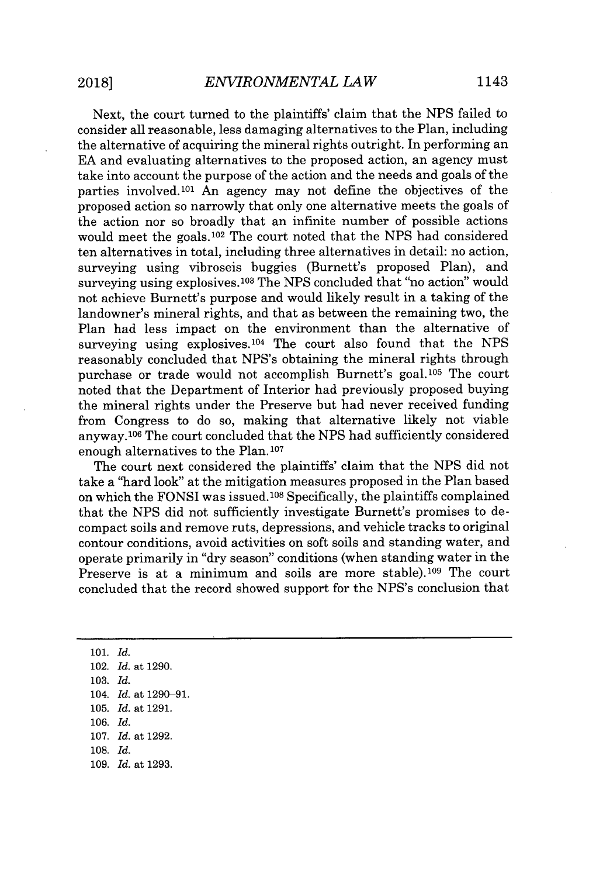Next, the court turned to the plaintiffs' claim that the NPS failed to consider all reasonable, less damaging alternatives to the Plan, including the alternative of acquiring the mineral rights outright. In performing an EA and evaluating alternatives to the proposed action, an agency must take into account the purpose of the action and the needs and goals of the parties involved.[101] An agency may not define the objectives of the proposed action so narrowly that only one alternative meets the goals of the action nor so broadly that an infinite number of possible actions would meet the goals.[102] The court noted that the NPS had considered ten alternatives in total, including three alternatives in detail: no action, surveying using vibroseis buggies (Burnett's proposed Plan), and surveying using explosives.[103] The NPS concluded that "no action" would not achieve Burnett's purpose and would likely result in a taking of the landowner's mineral rights, and that as between the remaining two, the Plan had less impact on the environment than the alternative of surveying using explosives.[104] The court also found that the NPS reasonably concluded that NPS's obtaining the mineral rights through purchase or trade would not accomplish Burnett's goal.[105] The court noted that the Department of Interior had previously proposed buying the mineral rights under the Preserve but had never received funding from Congress to do so, making that alternative likely not viable anyway.[106] The court concluded that the NPS had sufficiently considered enough alternatives to the Plan.[107]

The court next considered the plaintiffs' claim that the NPS did not take a "hard look" at the mitigation measures proposed in the Plan based on which the FONSI was issued.[108] Specifically, the plaintiffs complained that the NPS did not sufficiently investigate Burnett's promises to de-compact soils and remove ruts, depressions, and vehicle tracks to original contour conditions, avoid activities on soft soils and standing water, and operate primarily in "dry season" conditions (when standing water in the Preserve is at a minimum and soils are more stable).[109] The court concluded that the record showed support for the NPS's conclusion that

---

101. *Id.*

102. *Id.* at 1290.

103. *Id.*

104. *Id.* at 1290–91.

105. *Id.* at 1291.

106. *Id.*

107. *Id.* at 1292.

108. *Id.*

109. *Id.* at 1293.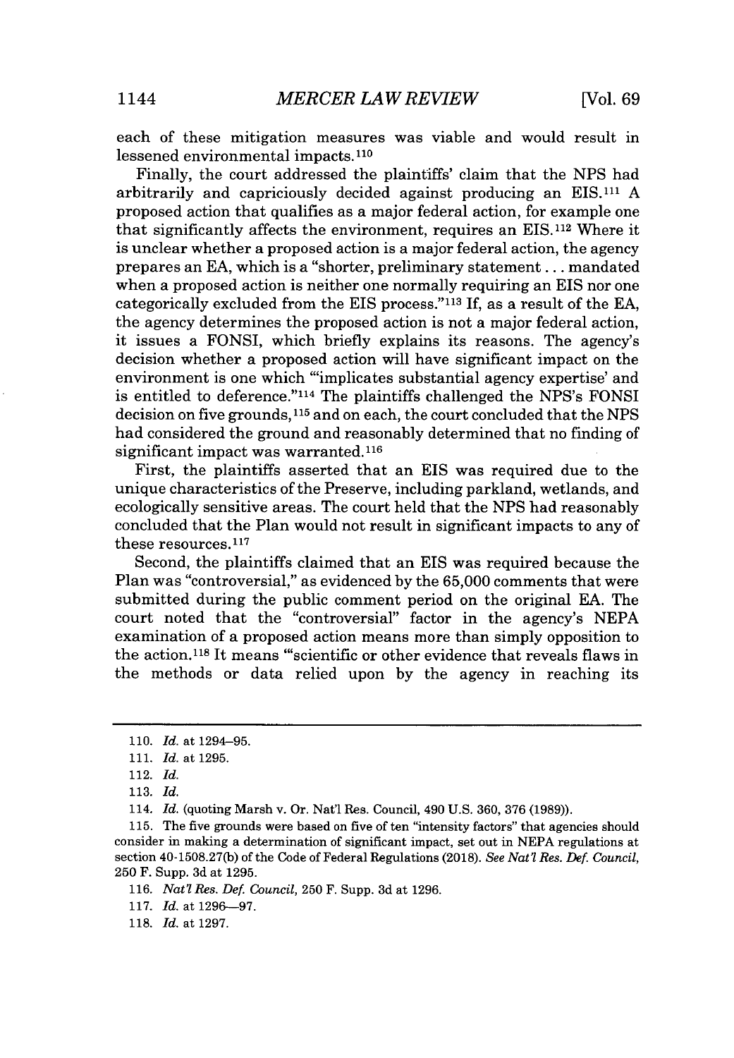each of these mitigation measures was viable and would result in lessened environmental impacts.[110]

Finally, the court addressed the plaintiffs' claim that the NPS had arbitrarily and capriciously decided against producing an EIS.[111] A proposed action that qualifies as a major federal action, for example one that significantly affects the environment, requires an EIS.[112] Where it is unclear whether a proposed action is a major federal action, the agency prepares an EA, which is a "shorter, preliminary statement . . . mandated when a proposed action is neither one normally requiring an EIS nor one categorically excluded from the EIS process."[113] If, as a result of the EA, the agency determines the proposed action is not a major federal action, it issues a FONSI, which briefly explains its reasons. The agency's decision whether a proposed action will have significant impact on the environment is one which "'implicates substantial agency expertise' and is entitled to deference."[114] The plaintiffs challenged the NPS's FONSI decision on five grounds,[115] and on each, the court concluded that the NPS had considered the ground and reasonably determined that no finding of significant impact was warranted.[116]

First, the plaintiffs asserted that an EIS was required due to the unique characteristics of the Preserve, including parkland, wetlands, and ecologically sensitive areas. The court held that the NPS had reasonably concluded that the Plan would not result in significant impacts to any of these resources.[117]

Second, the plaintiffs claimed that an EIS was required because the Plan was "controversial," as evidenced by the 65,000 comments that were submitted during the public comment period on the original EA. The court noted that the "controversial" factor in the agency's NEPA examination of a proposed action means more than simply opposition to the action.[118] It means "'scientific or other evidence that reveals flaws in the methods or data relied upon by the agency in reaching its

---

110. *Id.* at 1294–95.

111. *Id.* at 1295.

112. *Id.*

113. *Id.*

114. *Id.* (quoting Marsh v. Or. Nat'l Res. Council, 490 U.S. 360, 376 (1989)).

115. The five grounds were based on five of ten "intensity factors" that agencies should consider in making a determination of significant impact, set out in NEPA regulations at section 40-1508.27(b) of the Code of Federal Regulations (2018). *See Nat'l Res. Def. Council*, 250 F. Supp. 3d at 1295.

116. *Nat'l Res. Def. Council*, 250 F. Supp. 3d at 1296.

117. *Id.* at 1296—97.

118. *Id.* at 1297.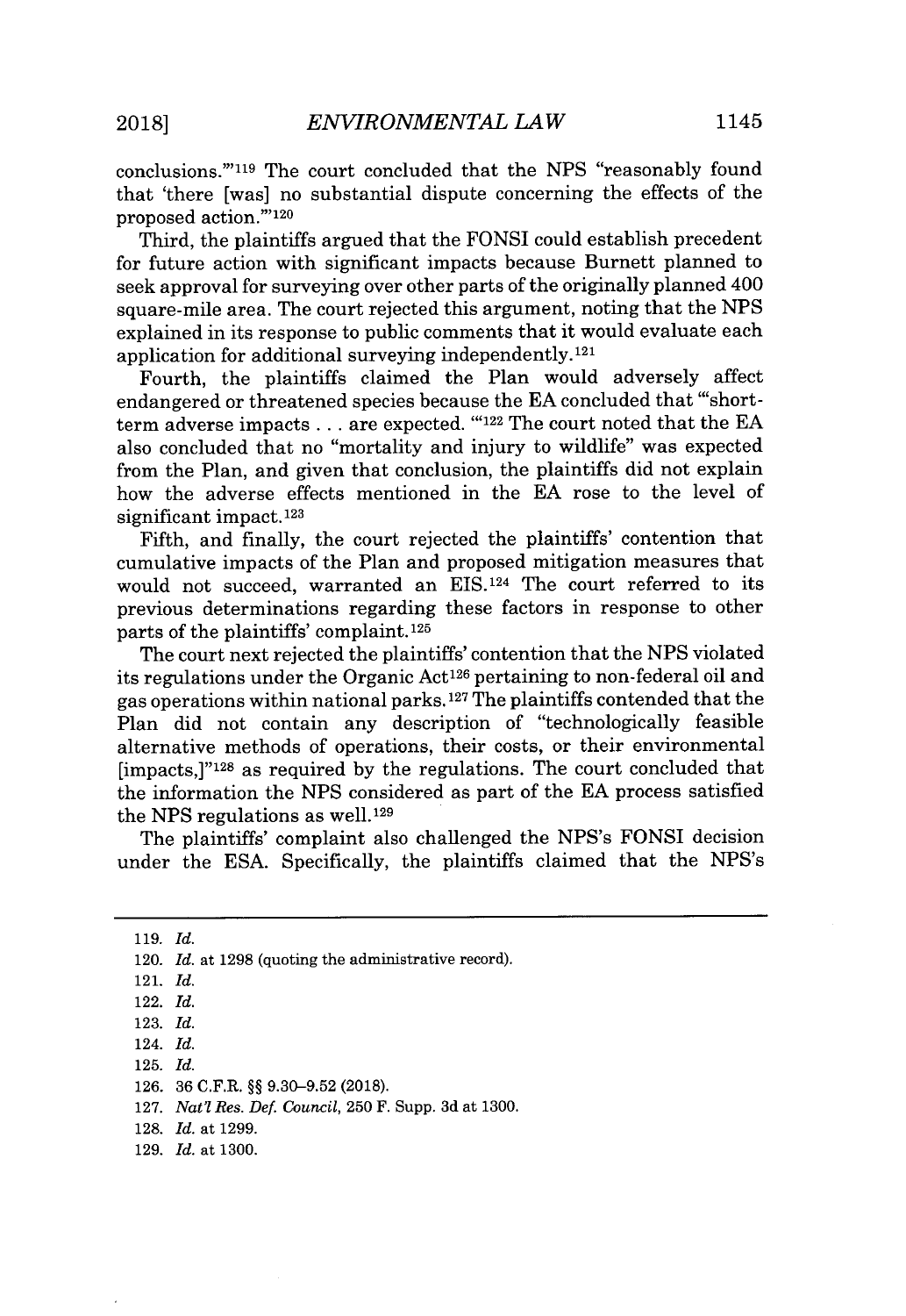conclusions.'"[119] The court concluded that the NPS "reasonably found that 'there [was] no substantial dispute concerning the effects of the proposed action.'"[120]

Third, the plaintiffs argued that the FONSI could establish precedent for future action with significant impacts because Burnett planned to seek approval for surveying over other parts of the originally planned 400 square-mile area. The court rejected this argument, noting that the NPS explained in its response to public comments that it would evaluate each application for additional surveying independently.[121]

Fourth, the plaintiffs claimed the Plan would adversely affect endangered or threatened species because the EA concluded that "'short-term adverse impacts . . . are expected. '"[122] The court noted that the EA also concluded that no "mortality and injury to wildlife" was expected from the Plan, and given that conclusion, the plaintiffs did not explain how the adverse effects mentioned in the EA rose to the level of significant impact.[123]

Fifth, and finally, the court rejected the plaintiffs' contention that cumulative impacts of the Plan and proposed mitigation measures that would not succeed, warranted an EIS.[124] The court referred to its previous determinations regarding these factors in response to other parts of the plaintiffs' complaint.[125]

The court next rejected the plaintiffs' contention that the NPS violated its regulations under the Organic Act[126] pertaining to non-federal oil and gas operations within national parks.[127] The plaintiffs contended that the Plan did not contain any description of "technologically feasible alternative methods of operations, their costs, or their environmental [impacts,]"[128] as required by the regulations. The court concluded that the information the NPS considered as part of the EA process satisfied the NPS regulations as well.[129]

The plaintiffs' complaint also challenged the NPS's FONSI decision under the ESA. Specifically, the plaintiffs claimed that the NPS's

---

119. *Id.*

120. *Id.* at 1298 (quoting the administrative record).

121. *Id.*

122. *Id.*

123. *Id.*

124. *Id.*

125. *Id.*

126. 36 C.F.R. §§ 9.30–9.52 (2018).

127. *Nat'l Res. Def. Council*, 250 F. Supp. 3d at 1300.

128. *Id.* at 1299.

129. *Id.* at 1300.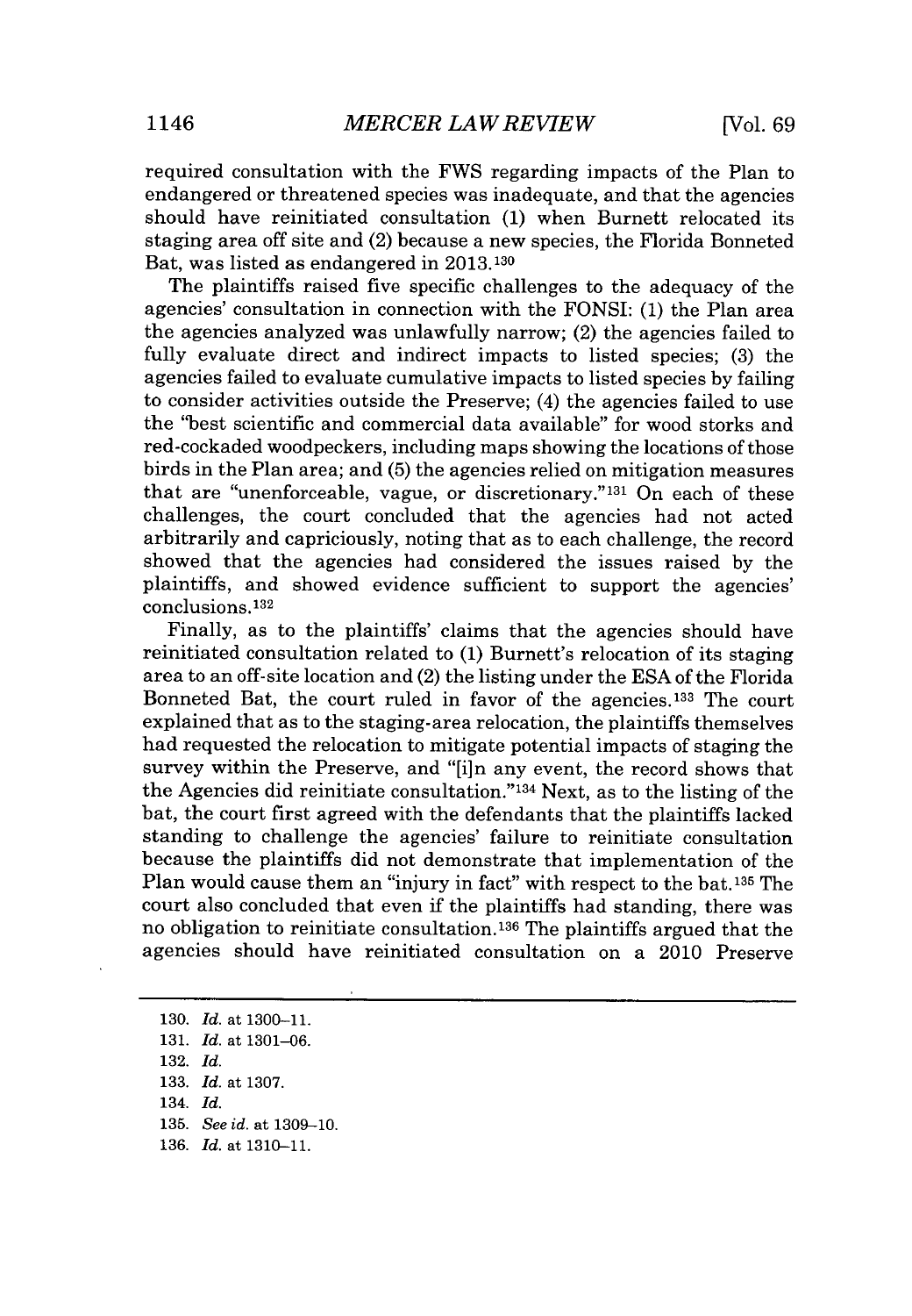required consultation with the FWS regarding impacts of the Plan to endangered or threatened species was inadequate, and that the agencies should have reinitiated consultation (1) when Burnett relocated its staging area off site and (2) because a new species, the Florida Bonneted Bat, was listed as endangered in 2013.[130]

The plaintiffs raised five specific challenges to the adequacy of the agencies' consultation in connection with the FONSI: (1) the Plan area the agencies analyzed was unlawfully narrow; (2) the agencies failed to fully evaluate direct and indirect impacts to listed species; (3) the agencies failed to evaluate cumulative impacts to listed species by failing to consider activities outside the Preserve; (4) the agencies failed to use the "best scientific and commercial data available" for wood storks and red-cockaded woodpeckers, including maps showing the locations of those birds in the Plan area; and (5) the agencies relied on mitigation measures that are "unenforceable, vague, or discretionary."[131] On each of these challenges, the court concluded that the agencies had not acted arbitrarily and capriciously, noting that as to each challenge, the record showed that the agencies had considered the issues raised by the plaintiffs, and showed evidence sufficient to support the agencies' conclusions.[132]

Finally, as to the plaintiffs' claims that the agencies should have reinitiated consultation related to (1) Burnett's relocation of its staging area to an off-site location and (2) the listing under the ESA of the Florida Bonneted Bat, the court ruled in favor of the agencies.[133] The court explained that as to the staging-area relocation, the plaintiffs themselves had requested the relocation to mitigate potential impacts of staging the survey within the Preserve, and "[i]n any event, the record shows that the Agencies did reinitiate consultation."[134] Next, as to the listing of the bat, the court first agreed with the defendants that the plaintiffs lacked standing to challenge the agencies' failure to reinitiate consultation because the plaintiffs did not demonstrate that implementation of the Plan would cause them an "injury in fact" with respect to the bat.[135] The court also concluded that even if the plaintiffs had standing, there was no obligation to reinitiate consultation.[136] The plaintiffs argued that the agencies should have reinitiated consultation on a 2010 Preserve

---

130. *Id.* at 1300–11.

131. *Id.* at 1301–06.

132. *Id.*

133. *Id.* at 1307.

134. *Id.*

135. *See id.* at 1309–10.

136. *Id.* at 1310–11.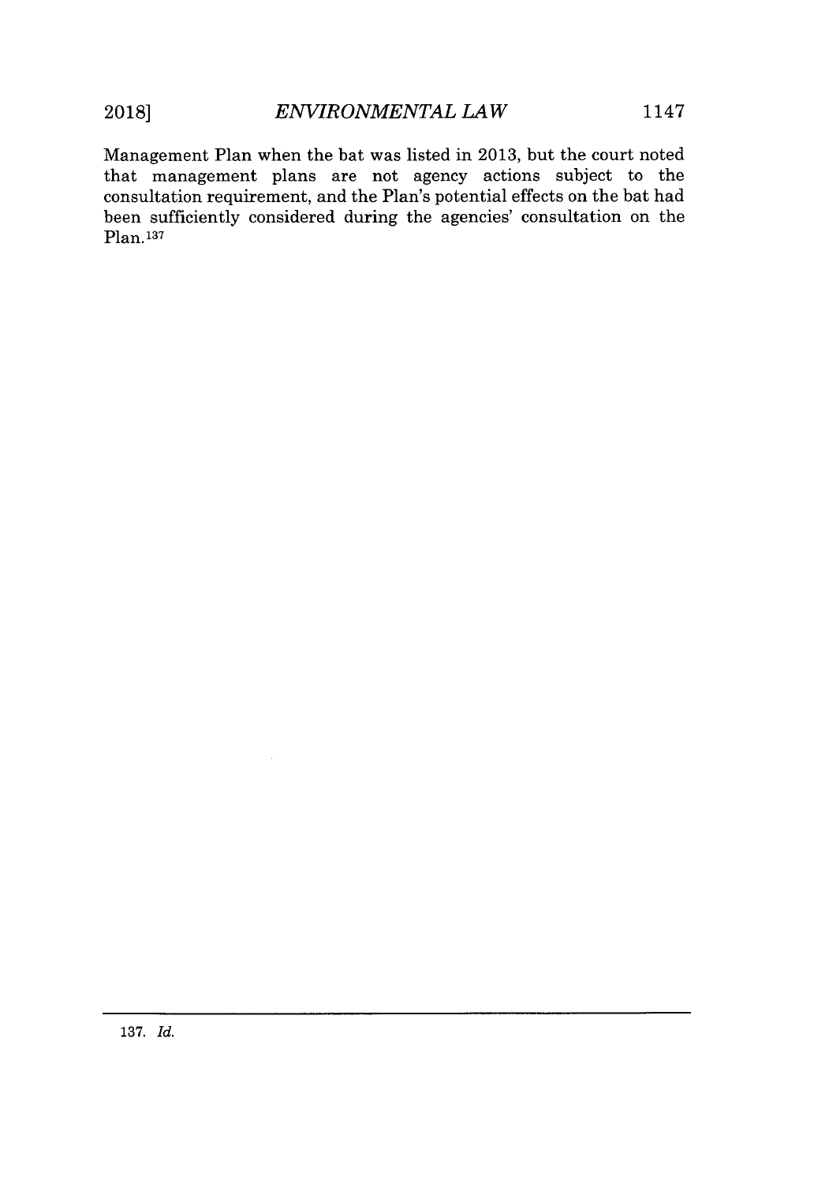Management Plan when the bat was listed in 2013, but the court noted that management plans are not agency actions subject to the consultation requirement, and the Plan's potential effects on the bat had been sufficiently considered during the agencies' consultation on the Plan.[137]

---

137. *Id.*